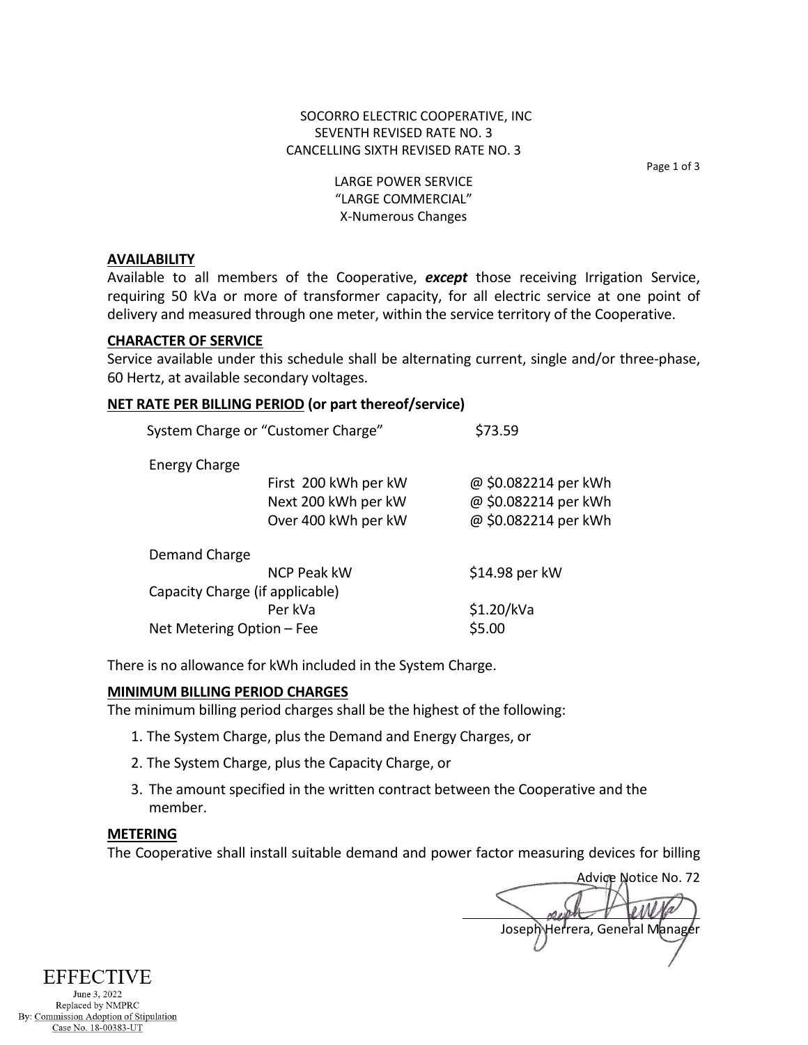SOCORRO ELECTRIC COOPERATIVE, INC
SEVENTH REVISED RATE NO. 3
CANCELLING SIXTH REVISED RATE NO. 3

LARGE POWER SERVICE
"LARGE COMMERCIAL"
X-Numerous Changes

## AVAILABILITY

Available to all members of the Cooperative, ***except*** those receiving Irrigation Service, requiring 50 kVa or more of transformer capacity, for all electric service at one point of delivery and measured through one meter, within the service territory of the Cooperative.

## CHARACTER OF SERVICE

Service available under this schedule shall be alternating current, single and/or three-phase, 60 Hertz, at available secondary voltages.

## NET RATE PER BILLING PERIOD (or part thereof/service)

| | | |
|---|---|---|
| System Charge or "Customer Charge" | | $73.59 |
| Energy Charge | | |
| | First 200 kWh per kW | @ $0.082214 per kWh |
| | Next 200 kWh per kW | @ $0.082214 per kWh |
| | Over 400 kWh per kW | @ $0.082214 per kWh |
| Demand Charge | | |
| | NCP Peak kW | $14.98 per kW |
| Capacity Charge (if applicable) | | |
| | Per kVa | $1.20/kVa |
| Net Metering Option – Fee | | $5.00 |

There is no allowance for kWh included in the System Charge.

## MINIMUM BILLING PERIOD CHARGES

The minimum billing period charges shall be the highest of the following:

1. The System Charge, plus the Demand and Energy Charges, or
2. The System Charge, plus the Capacity Charge, or
3. The amount specified in the written contract between the Cooperative and the member.

## METERING

The Cooperative shall install suitable demand and power factor measuring devices for billing

Advice Notice No. 72

Joseph Herrera, General Manager

EFFECTIVE
June 3, 2022
Replaced by NMPRC
By: Commission Adoption of Stipulation
Case No. 18-00383-UT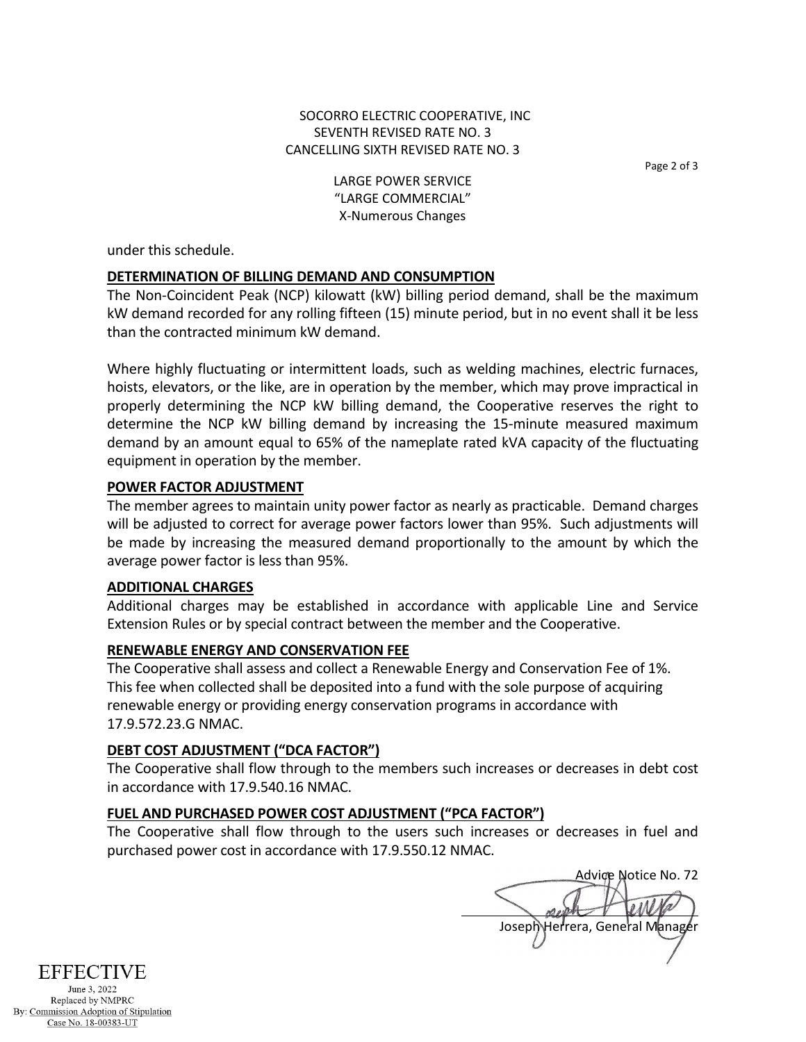SOCORRO ELECTRIC COOPERATIVE, INC
SEVENTH REVISED RATE NO. 3
CANCELLING SIXTH REVISED RATE NO. 3

LARGE POWER SERVICE
"LARGE COMMERCIAL"
X-Numerous Changes

under this schedule.

## DETERMINATION OF BILLING DEMAND AND CONSUMPTION

The Non-Coincident Peak (NCP) kilowatt (kW) billing period demand, shall be the maximum kW demand recorded for any rolling fifteen (15) minute period, but in no event shall it be less than the contracted minimum kW demand.

Where highly fluctuating or intermittent loads, such as welding machines, electric furnaces, hoists, elevators, or the like, are in operation by the member, which may prove impractical in properly determining the NCP kW billing demand, the Cooperative reserves the right to determine the NCP kW billing demand by increasing the 15-minute measured maximum demand by an amount equal to 65% of the nameplate rated kVA capacity of the fluctuating equipment in operation by the member.

## POWER FACTOR ADJUSTMENT

The member agrees to maintain unity power factor as nearly as practicable. Demand charges will be adjusted to correct for average power factors lower than 95%. Such adjustments will be made by increasing the measured demand proportionally to the amount by which the average power factor is less than 95%.

## ADDITIONAL CHARGES

Additional charges may be established in accordance with applicable Line and Service Extension Rules or by special contract between the member and the Cooperative.

## RENEWABLE ENERGY AND CONSERVATION FEE

The Cooperative shall assess and collect a Renewable Energy and Conservation Fee of 1%. This fee when collected shall be deposited into a fund with the sole purpose of acquiring renewable energy or providing energy conservation programs in accordance with 17.9.572.23.G NMAC.

## DEBT COST ADJUSTMENT ("DCA FACTOR")

The Cooperative shall flow through to the members such increases or decreases in debt cost in accordance with 17.9.540.16 NMAC.

## FUEL AND PURCHASED POWER COST ADJUSTMENT ("PCA FACTOR")

The Cooperative shall flow through to the users such increases or decreases in fuel and purchased power cost in accordance with 17.9.550.12 NMAC.

Advice Notice No. 72

Joseph Herrera, General Manager

EFFECTIVE
June 3, 2022
Replaced by NMPRC
By: Commission Adoption of Stipulation
Case No. 18-00383-UT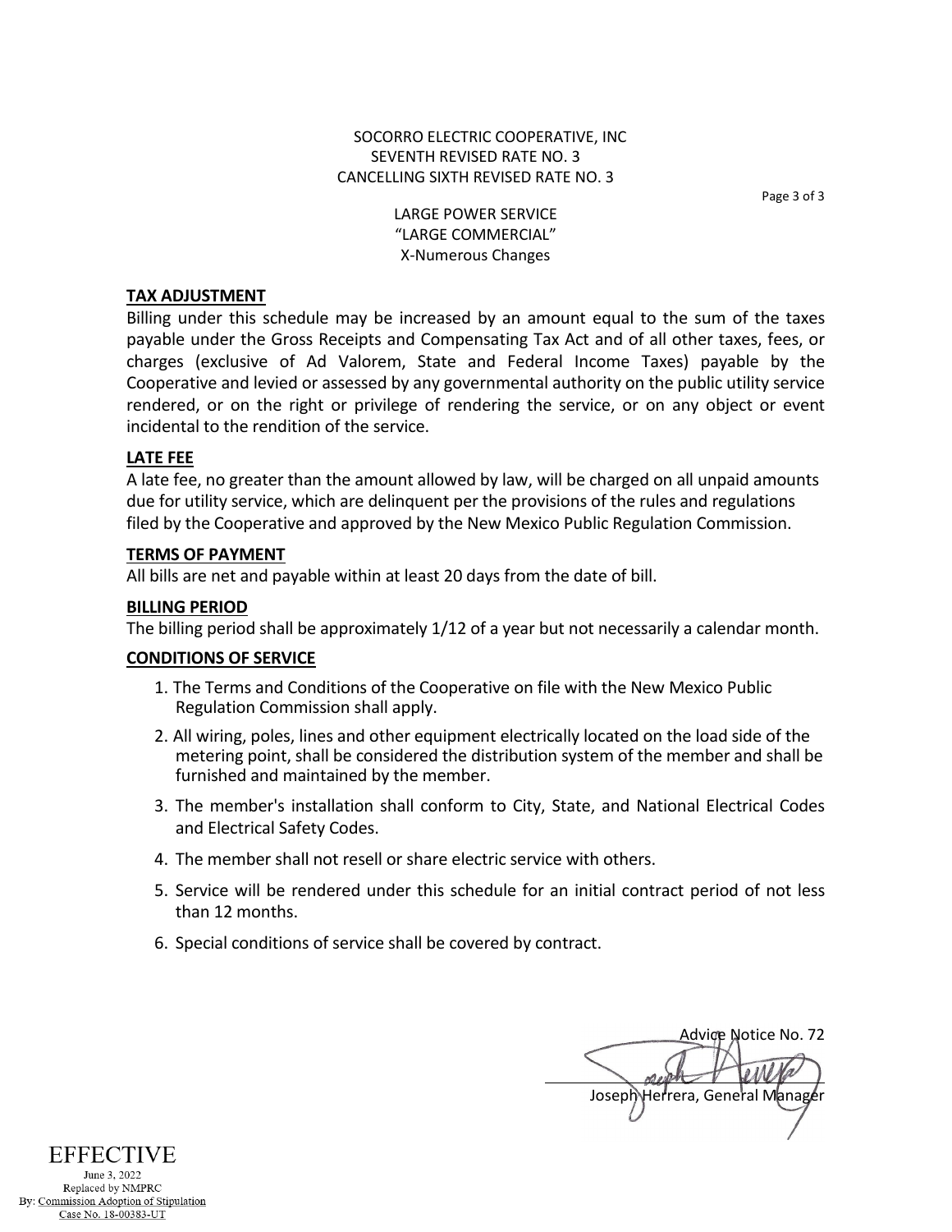SOCORRO ELECTRIC COOPERATIVE, INC
SEVENTH REVISED RATE NO. 3
CANCELLING SIXTH REVISED RATE NO. 3

LARGE POWER SERVICE
"LARGE COMMERCIAL"
X-Numerous Changes

## TAX ADJUSTMENT

Billing under this schedule may be increased by an amount equal to the sum of the taxes payable under the Gross Receipts and Compensating Tax Act and of all other taxes, fees, or charges (exclusive of Ad Valorem, State and Federal Income Taxes) payable by the Cooperative and levied or assessed by any governmental authority on the public utility service rendered, or on the right or privilege of rendering the service, or on any object or event incidental to the rendition of the service.

## LATE FEE

A late fee, no greater than the amount allowed by law, will be charged on all unpaid amounts due for utility service, which are delinquent per the provisions of the rules and regulations filed by the Cooperative and approved by the New Mexico Public Regulation Commission.

## TERMS OF PAYMENT

All bills are net and payable within at least 20 days from the date of bill.

## BILLING PERIOD

The billing period shall be approximately 1/12 of a year but not necessarily a calendar month.

## CONDITIONS OF SERVICE

1. The Terms and Conditions of the Cooperative on file with the New Mexico Public Regulation Commission shall apply.
2. All wiring, poles, lines and other equipment electrically located on the load side of the metering point, shall be considered the distribution system of the member and shall be furnished and maintained by the member.
3. The member's installation shall conform to City, State, and National Electrical Codes and Electrical Safety Codes.
4. The member shall not resell or share electric service with others.
5. Service will be rendered under this schedule for an initial contract period of not less than 12 months.
6. Special conditions of service shall be covered by contract.

Advice Notice No. 72

Joseph Herrera, General Manager

EFFECTIVE
June 3, 2022
Replaced by NMPRC
By: Commission Adoption of Stipulation
Case No. 18-00383-UT